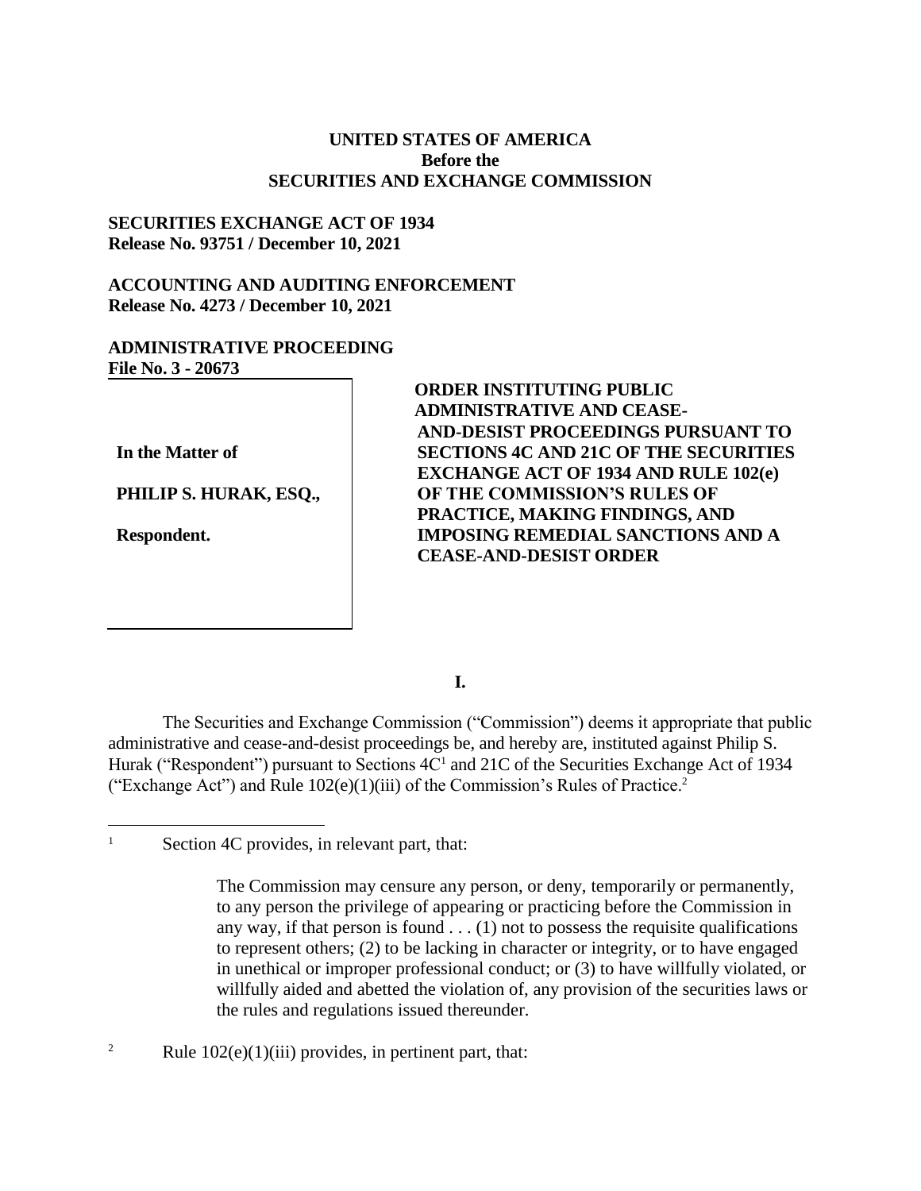**UNITED STATES OF AMERICA**
**Before the**
**SECURITIES AND EXCHANGE COMMISSION**

**SECURITIES EXCHANGE ACT OF 1934**
**Release No. 93751 / December 10, 2021**

**ACCOUNTING AND AUDITING ENFORCEMENT**
**Release No. 4273 / December 10, 2021**

**ADMINISTRATIVE PROCEEDING**
**File No. 3 - 20673**

| | |
|---|---|
| **In the Matter of**<br><br>**PHILIP S. HURAK, ESQ.,**<br><br>**Respondent.** | **ORDER INSTITUTING PUBLIC ADMINISTRATIVE AND CEASE-AND-DESIST PROCEEDINGS PURSUANT TO SECTIONS 4C AND 21C OF THE SECURITIES EXCHANGE ACT OF 1934 AND RULE 102(e) OF THE COMMISSION'S RULES OF PRACTICE, MAKING FINDINGS, AND IMPOSING REMEDIAL SANCTIONS AND A CEASE-AND-DESIST ORDER** |

**I.**

The Securities and Exchange Commission ("Commission") deems it appropriate that public administrative and cease-and-desist proceedings be, and hereby are, instituted against Philip S. Hurak ("Respondent") pursuant to Sections 4C[1] and 21C of the Securities Exchange Act of 1934 ("Exchange Act") and Rule 102(e)(1)(iii) of the Commission's Rules of Practice.[2]

---

[1] Section 4C provides, in relevant part, that:

> The Commission may censure any person, or deny, temporarily or permanently, to any person the privilege of appearing or practicing before the Commission in any way, if that person is found . . . (1) not to possess the requisite qualifications to represent others; (2) to be lacking in character or integrity, or to have engaged in unethical or improper professional conduct; or (3) to have willfully violated, or willfully aided and abetted the violation of, any provision of the securities laws or the rules and regulations issued thereunder.

[2] Rule 102(e)(1)(iii) provides, in pertinent part, that: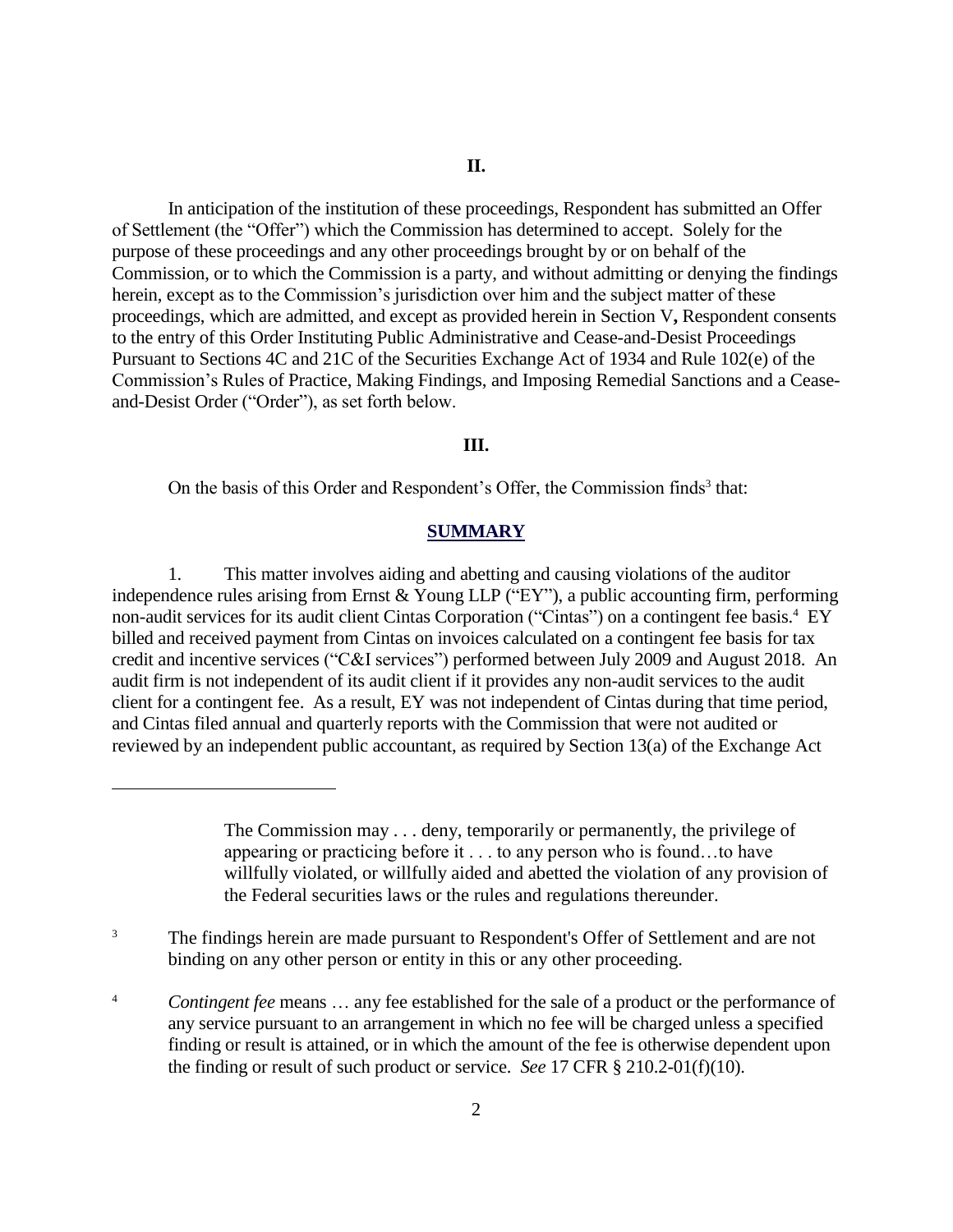## II.

In anticipation of the institution of these proceedings, Respondent has submitted an Offer of Settlement (the "Offer") which the Commission has determined to accept. Solely for the purpose of these proceedings and any other proceedings brought by or on behalf of the Commission, or to which the Commission is a party, and without admitting or denying the findings herein, except as to the Commission's jurisdiction over him and the subject matter of these proceedings, which are admitted, and except as provided herein in Section V**,** Respondent consents to the entry of this Order Instituting Public Administrative and Cease-and-Desist Proceedings Pursuant to Sections 4C and 21C of the Securities Exchange Act of 1934 and Rule 102(e) of the Commission's Rules of Practice, Making Findings, and Imposing Remedial Sanctions and a Cease-and-Desist Order ("Order"), as set forth below.

## III.

On the basis of this Order and Respondent's Offer, the Commission finds[3] that:

### SUMMARY

1. This matter involves aiding and abetting and causing violations of the auditor independence rules arising from Ernst & Young LLP ("EY"), a public accounting firm, performing non-audit services for its audit client Cintas Corporation ("Cintas") on a contingent fee basis.[4] EY billed and received payment from Cintas on invoices calculated on a contingent fee basis for tax credit and incentive services ("C&I services") performed between July 2009 and August 2018. An audit firm is not independent of its audit client if it provides any non-audit services to the audit client for a contingent fee. As a result, EY was not independent of Cintas during that time period, and Cintas filed annual and quarterly reports with the Commission that were not audited or reviewed by an independent public accountant, as required by Section 13(a) of the Exchange Act

---

> The Commission may . . . deny, temporarily or permanently, the privilege of appearing or practicing before it . . . to any person who is found…to have willfully violated, or willfully aided and abetted the violation of any provision of the Federal securities laws or the rules and regulations thereunder.

[3] The findings herein are made pursuant to Respondent's Offer of Settlement and are not binding on any other person or entity in this or any other proceeding.

[4] *Contingent fee* means … any fee established for the sale of a product or the performance of any service pursuant to an arrangement in which no fee will be charged unless a specified finding or result is attained, or in which the amount of the fee is otherwise dependent upon the finding or result of such product or service. *See* 17 CFR § 210.2-01(f)(10).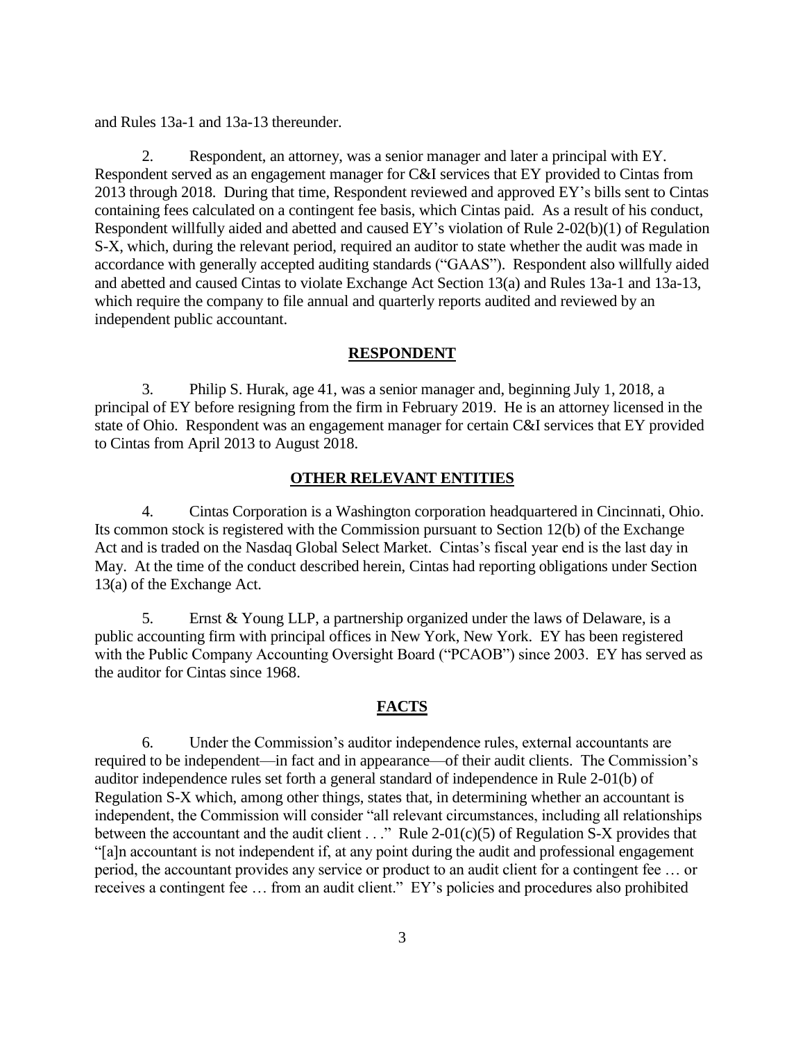and Rules 13a-1 and 13a-13 thereunder.

2. Respondent, an attorney, was a senior manager and later a principal with EY. Respondent served as an engagement manager for C&I services that EY provided to Cintas from 2013 through 2018. During that time, Respondent reviewed and approved EY's bills sent to Cintas containing fees calculated on a contingent fee basis, which Cintas paid. As a result of his conduct, Respondent willfully aided and abetted and caused EY's violation of Rule 2-02(b)(1) of Regulation S-X, which, during the relevant period, required an auditor to state whether the audit was made in accordance with generally accepted auditing standards ("GAAS"). Respondent also willfully aided and abetted and caused Cintas to violate Exchange Act Section 13(a) and Rules 13a-1 and 13a-13, which require the company to file annual and quarterly reports audited and reviewed by an independent public accountant.

## RESPONDENT

3. Philip S. Hurak, age 41, was a senior manager and, beginning July 1, 2018, a principal of EY before resigning from the firm in February 2019. He is an attorney licensed in the state of Ohio. Respondent was an engagement manager for certain C&I services that EY provided to Cintas from April 2013 to August 2018.

## OTHER RELEVANT ENTITIES

4. Cintas Corporation is a Washington corporation headquartered in Cincinnati, Ohio. Its common stock is registered with the Commission pursuant to Section 12(b) of the Exchange Act and is traded on the Nasdaq Global Select Market. Cintas's fiscal year end is the last day in May. At the time of the conduct described herein, Cintas had reporting obligations under Section 13(a) of the Exchange Act.

5. Ernst & Young LLP, a partnership organized under the laws of Delaware, is a public accounting firm with principal offices in New York, New York. EY has been registered with the Public Company Accounting Oversight Board ("PCAOB") since 2003. EY has served as the auditor for Cintas since 1968.

## FACTS

6. Under the Commission's auditor independence rules, external accountants are required to be independent—in fact and in appearance—of their audit clients. The Commission's auditor independence rules set forth a general standard of independence in Rule 2-01(b) of Regulation S-X which, among other things, states that, in determining whether an accountant is independent, the Commission will consider "all relevant circumstances, including all relationships between the accountant and the audit client . . ." Rule 2-01(c)(5) of Regulation S-X provides that "[a]n accountant is not independent if, at any point during the audit and professional engagement period, the accountant provides any service or product to an audit client for a contingent fee … or receives a contingent fee … from an audit client." EY's policies and procedures also prohibited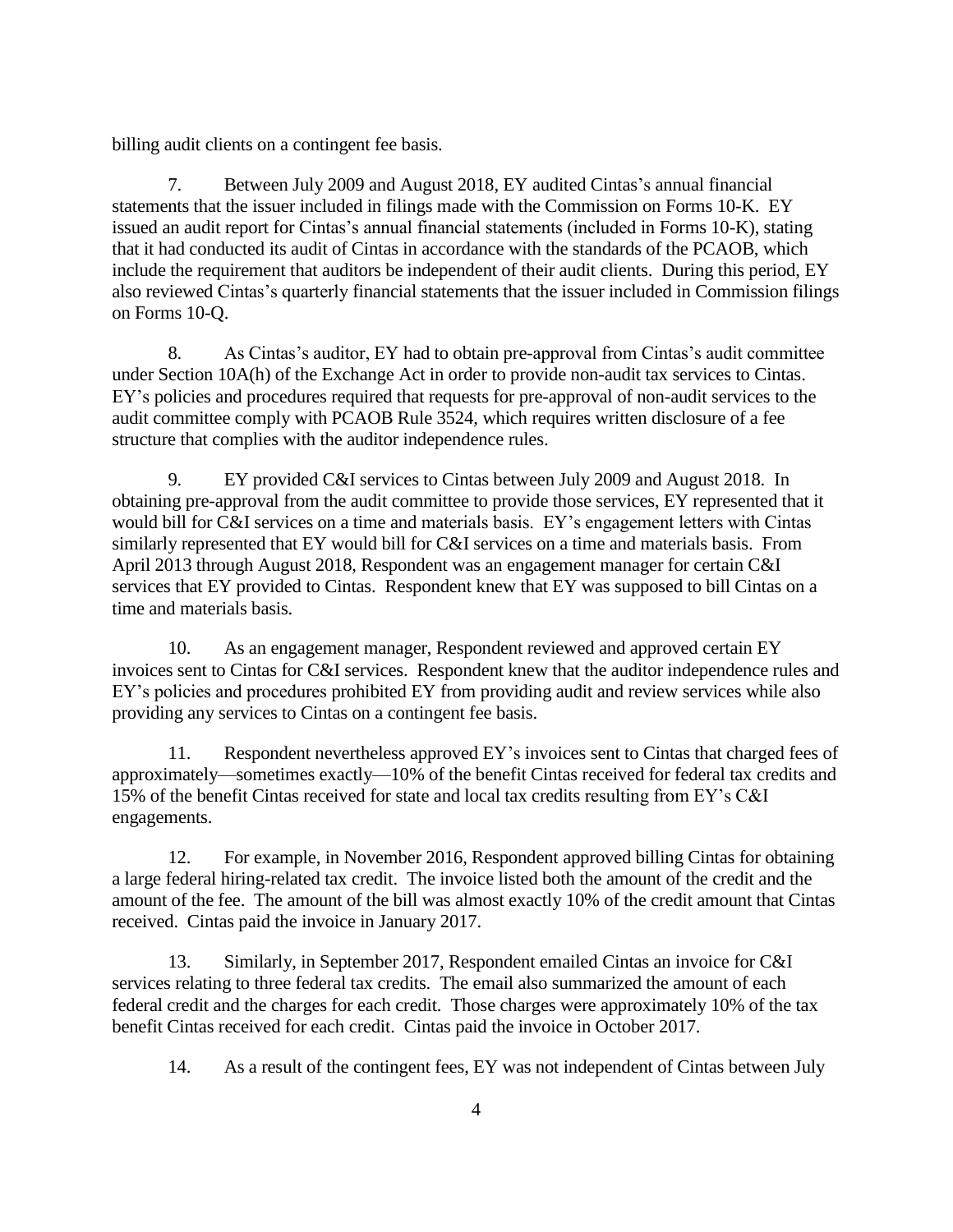billing audit clients on a contingent fee basis.

7. Between July 2009 and August 2018, EY audited Cintas's annual financial statements that the issuer included in filings made with the Commission on Forms 10-K. EY issued an audit report for Cintas's annual financial statements (included in Forms 10-K), stating that it had conducted its audit of Cintas in accordance with the standards of the PCAOB, which include the requirement that auditors be independent of their audit clients. During this period, EY also reviewed Cintas's quarterly financial statements that the issuer included in Commission filings on Forms 10-Q.

8. As Cintas's auditor, EY had to obtain pre-approval from Cintas's audit committee under Section 10A(h) of the Exchange Act in order to provide non-audit tax services to Cintas. EY's policies and procedures required that requests for pre-approval of non-audit services to the audit committee comply with PCAOB Rule 3524, which requires written disclosure of a fee structure that complies with the auditor independence rules.

9. EY provided C&I services to Cintas between July 2009 and August 2018. In obtaining pre-approval from the audit committee to provide those services, EY represented that it would bill for C&I services on a time and materials basis. EY's engagement letters with Cintas similarly represented that EY would bill for C&I services on a time and materials basis. From April 2013 through August 2018, Respondent was an engagement manager for certain C&I services that EY provided to Cintas. Respondent knew that EY was supposed to bill Cintas on a time and materials basis.

10. As an engagement manager, Respondent reviewed and approved certain EY invoices sent to Cintas for C&I services. Respondent knew that the auditor independence rules and EY's policies and procedures prohibited EY from providing audit and review services while also providing any services to Cintas on a contingent fee basis.

11. Respondent nevertheless approved EY's invoices sent to Cintas that charged fees of approximately—sometimes exactly—10% of the benefit Cintas received for federal tax credits and 15% of the benefit Cintas received for state and local tax credits resulting from EY's C&I engagements.

12. For example, in November 2016, Respondent approved billing Cintas for obtaining a large federal hiring-related tax credit. The invoice listed both the amount of the credit and the amount of the fee. The amount of the bill was almost exactly 10% of the credit amount that Cintas received. Cintas paid the invoice in January 2017.

13. Similarly, in September 2017, Respondent emailed Cintas an invoice for C&I services relating to three federal tax credits. The email also summarized the amount of each federal credit and the charges for each credit. Those charges were approximately 10% of the tax benefit Cintas received for each credit. Cintas paid the invoice in October 2017.

14. As a result of the contingent fees, EY was not independent of Cintas between July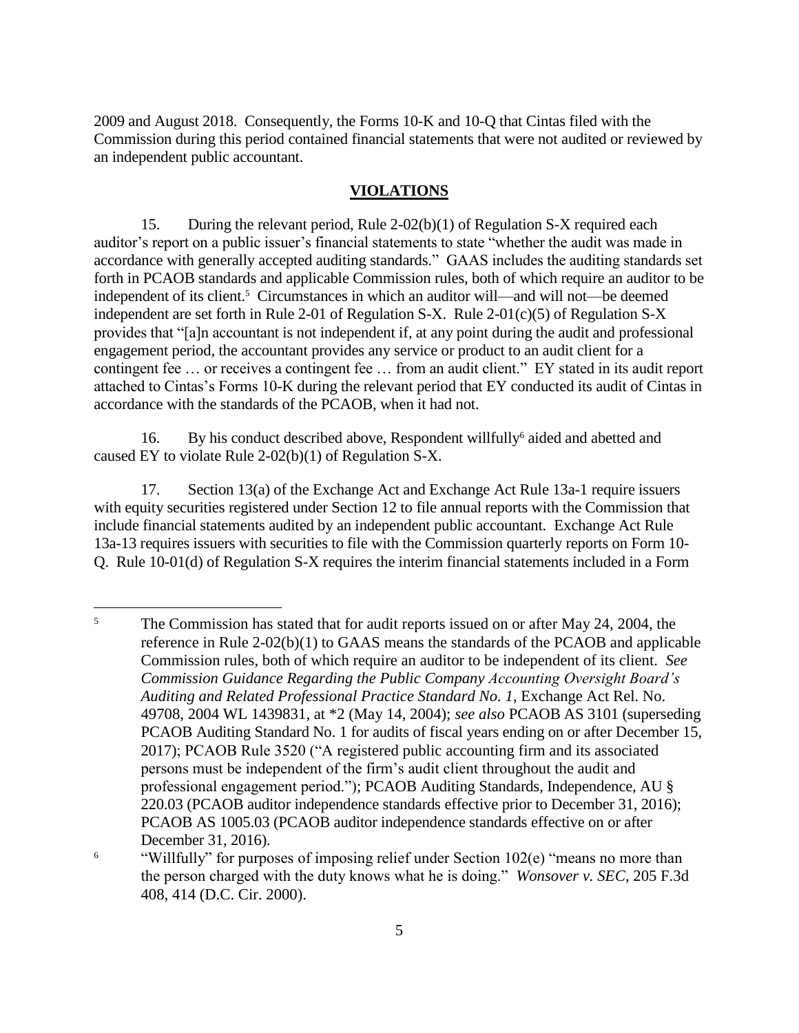2009 and August 2018. Consequently, the Forms 10-K and 10-Q that Cintas filed with the Commission during this period contained financial statements that were not audited or reviewed by an independent public accountant.

## **VIOLATIONS**

15. During the relevant period, Rule 2-02(b)(1) of Regulation S-X required each auditor's report on a public issuer's financial statements to state "whether the audit was made in accordance with generally accepted auditing standards." GAAS includes the auditing standards set forth in PCAOB standards and applicable Commission rules, both of which require an auditor to be independent of its client.[5] Circumstances in which an auditor will—and will not—be deemed independent are set forth in Rule 2-01 of Regulation S-X. Rule 2-01(c)(5) of Regulation S-X provides that "[a]n accountant is not independent if, at any point during the audit and professional engagement period, the accountant provides any service or product to an audit client for a contingent fee … or receives a contingent fee … from an audit client." EY stated in its audit report attached to Cintas's Forms 10-K during the relevant period that EY conducted its audit of Cintas in accordance with the standards of the PCAOB, when it had not.

16. By his conduct described above, Respondent willfully[6] aided and abetted and caused EY to violate Rule 2-02(b)(1) of Regulation S-X.

17. Section 13(a) of the Exchange Act and Exchange Act Rule 13a-1 require issuers with equity securities registered under Section 12 to file annual reports with the Commission that include financial statements audited by an independent public accountant. Exchange Act Rule 13a-13 requires issuers with securities to file with the Commission quarterly reports on Form 10-Q. Rule 10-01(d) of Regulation S-X requires the interim financial statements included in a Form

---

[5] The Commission has stated that for audit reports issued on or after May 24, 2004, the reference in Rule 2-02(b)(1) to GAAS means the standards of the PCAOB and applicable Commission rules, both of which require an auditor to be independent of its client. *See Commission Guidance Regarding the Public Company Accounting Oversight Board's Auditing and Related Professional Practice Standard No. 1*, Exchange Act Rel. No. 49708, 2004 WL 1439831, at *2 (May 14, 2004); *see also* PCAOB AS 3101 (superseding PCAOB Auditing Standard No. 1 for audits of fiscal years ending on or after December 15, 2017); PCAOB Rule 3520 ("A registered public accounting firm and its associated persons must be independent of the firm's audit client throughout the audit and professional engagement period."); PCAOB Auditing Standards, Independence, AU § 220.03 (PCAOB auditor independence standards effective prior to December 31, 2016); PCAOB AS 1005.03 (PCAOB auditor independence standards effective on or after December 31, 2016).

[6] "Willfully" for purposes of imposing relief under Section 102(e) "means no more than the person charged with the duty knows what he is doing." *Wonsover v. SEC*, 205 F.3d 408, 414 (D.C. Cir. 2000).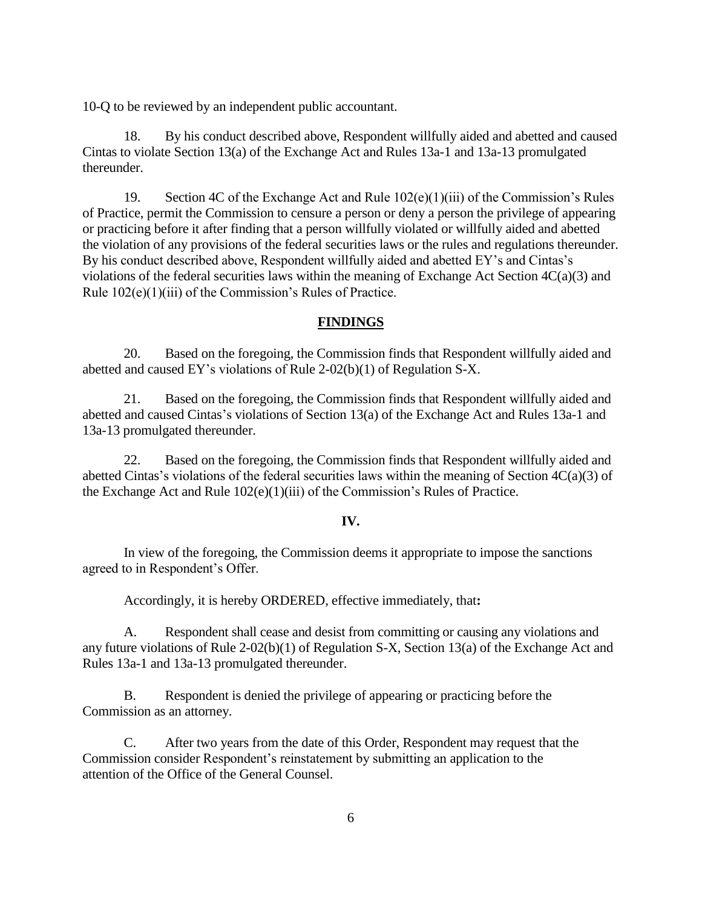10-Q to be reviewed by an independent public accountant.

18. By his conduct described above, Respondent willfully aided and abetted and caused Cintas to violate Section 13(a) of the Exchange Act and Rules 13a-1 and 13a-13 promulgated thereunder.

19. Section 4C of the Exchange Act and Rule 102(e)(1)(iii) of the Commission's Rules of Practice, permit the Commission to censure a person or deny a person the privilege of appearing or practicing before it after finding that a person willfully violated or willfully aided and abetted the violation of any provisions of the federal securities laws or the rules and regulations thereunder. By his conduct described above, Respondent willfully aided and abetted EY's and Cintas's violations of the federal securities laws within the meaning of Exchange Act Section 4C(a)(3) and Rule 102(e)(1)(iii) of the Commission's Rules of Practice.

## FINDINGS

20. Based on the foregoing, the Commission finds that Respondent willfully aided and abetted and caused EY's violations of Rule 2-02(b)(1) of Regulation S-X.

21. Based on the foregoing, the Commission finds that Respondent willfully aided and abetted and caused Cintas's violations of Section 13(a) of the Exchange Act and Rules 13a-1 and 13a-13 promulgated thereunder.

22. Based on the foregoing, the Commission finds that Respondent willfully aided and abetted Cintas's violations of the federal securities laws within the meaning of Section 4C(a)(3) of the Exchange Act and Rule 102(e)(1)(iii) of the Commission's Rules of Practice.

## IV.

In view of the foregoing, the Commission deems it appropriate to impose the sanctions agreed to in Respondent's Offer.

Accordingly, it is hereby ORDERED, effective immediately, that**:**

A. Respondent shall cease and desist from committing or causing any violations and any future violations of Rule 2-02(b)(1) of Regulation S-X, Section 13(a) of the Exchange Act and Rules 13a-1 and 13a-13 promulgated thereunder.

B. Respondent is denied the privilege of appearing or practicing before the Commission as an attorney.

C. After two years from the date of this Order, Respondent may request that the Commission consider Respondent's reinstatement by submitting an application to the attention of the Office of the General Counsel.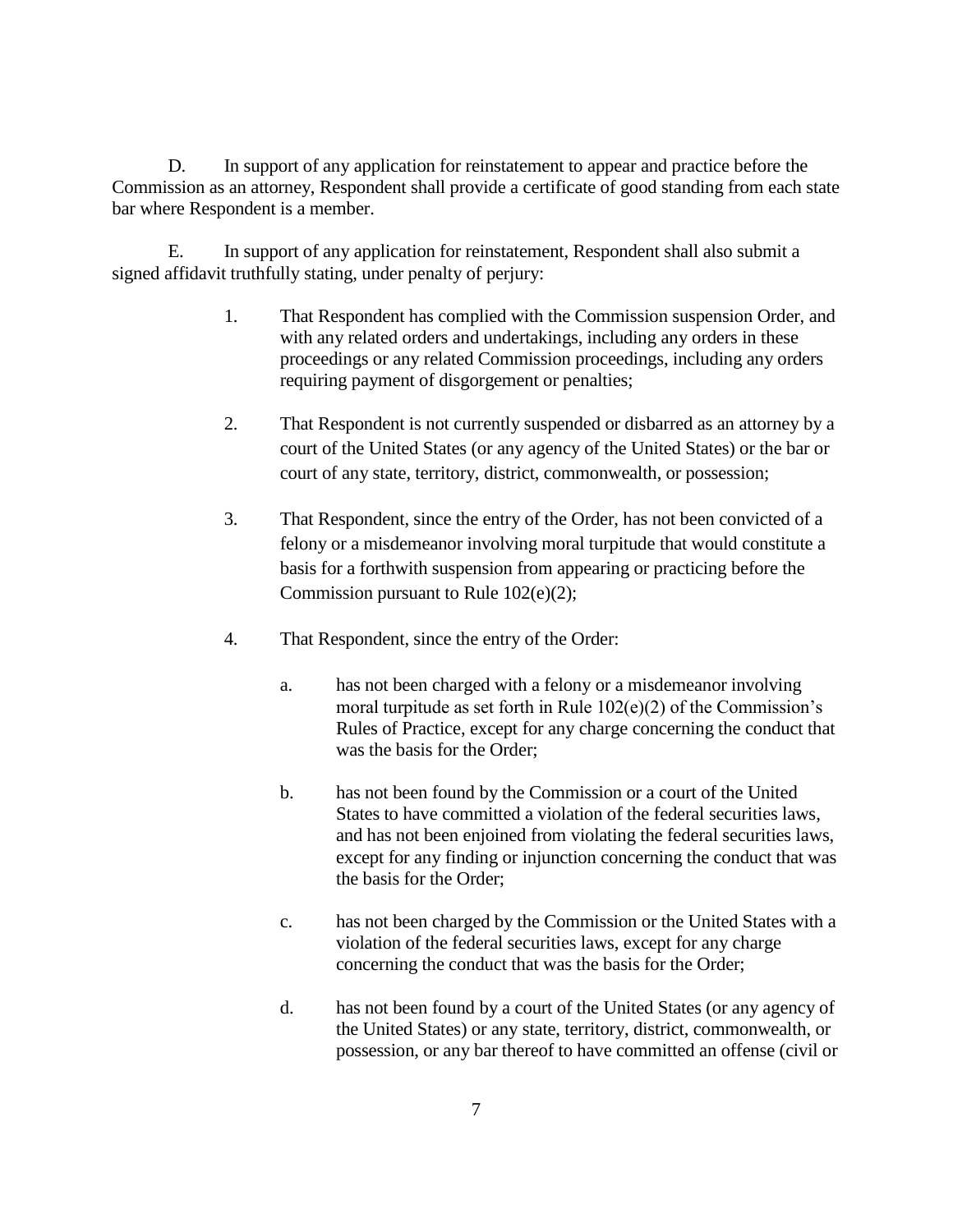D. In support of any application for reinstatement to appear and practice before the Commission as an attorney, Respondent shall provide a certificate of good standing from each state bar where Respondent is a member.

E. In support of any application for reinstatement, Respondent shall also submit a signed affidavit truthfully stating, under penalty of perjury:

1. That Respondent has complied with the Commission suspension Order, and with any related orders and undertakings, including any orders in these proceedings or any related Commission proceedings, including any orders requiring payment of disgorgement or penalties;

2. That Respondent is not currently suspended or disbarred as an attorney by a court of the United States (or any agency of the United States) or the bar or court of any state, territory, district, commonwealth, or possession;

3. That Respondent, since the entry of the Order, has not been convicted of a felony or a misdemeanor involving moral turpitude that would constitute a basis for a forthwith suspension from appearing or practicing before the Commission pursuant to Rule 102(e)(2);

4. That Respondent, since the entry of the Order:

   a. has not been charged with a felony or a misdemeanor involving moral turpitude as set forth in Rule 102(e)(2) of the Commission's Rules of Practice, except for any charge concerning the conduct that was the basis for the Order;

   b. has not been found by the Commission or a court of the United States to have committed a violation of the federal securities laws, and has not been enjoined from violating the federal securities laws, except for any finding or injunction concerning the conduct that was the basis for the Order;

   c. has not been charged by the Commission or the United States with a violation of the federal securities laws, except for any charge concerning the conduct that was the basis for the Order;

   d. has not been found by a court of the United States (or any agency of the United States) or any state, territory, district, commonwealth, or possession, or any bar thereof to have committed an offense (civil or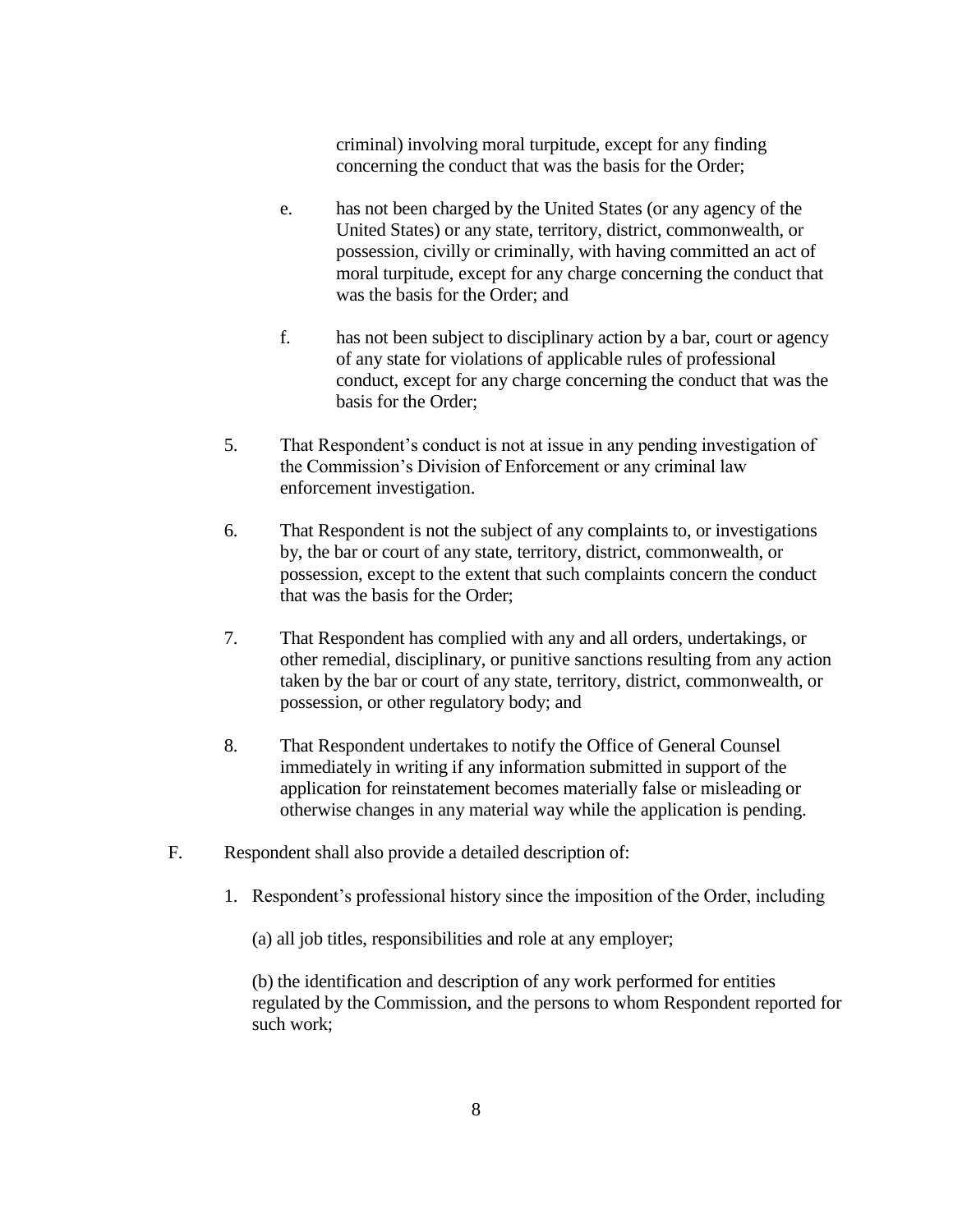criminal) involving moral turpitude, except for any finding concerning the conduct that was the basis for the Order;

e. has not been charged by the United States (or any agency of the United States) or any state, territory, district, commonwealth, or possession, civilly or criminally, with having committed an act of moral turpitude, except for any charge concerning the conduct that was the basis for the Order; and

f. has not been subject to disciplinary action by a bar, court or agency of any state for violations of applicable rules of professional conduct, except for any charge concerning the conduct that was the basis for the Order;

5. That Respondent's conduct is not at issue in any pending investigation of the Commission's Division of Enforcement or any criminal law enforcement investigation.

6. That Respondent is not the subject of any complaints to, or investigations by, the bar or court of any state, territory, district, commonwealth, or possession, except to the extent that such complaints concern the conduct that was the basis for the Order;

7. That Respondent has complied with any and all orders, undertakings, or other remedial, disciplinary, or punitive sanctions resulting from any action taken by the bar or court of any state, territory, district, commonwealth, or possession, or other regulatory body; and

8. That Respondent undertakes to notify the Office of General Counsel immediately in writing if any information submitted in support of the application for reinstatement becomes materially false or misleading or otherwise changes in any material way while the application is pending.

F. Respondent shall also provide a detailed description of:

1. Respondent's professional history since the imposition of the Order, including

(a) all job titles, responsibilities and role at any employer;

(b) the identification and description of any work performed for entities regulated by the Commission, and the persons to whom Respondent reported for such work;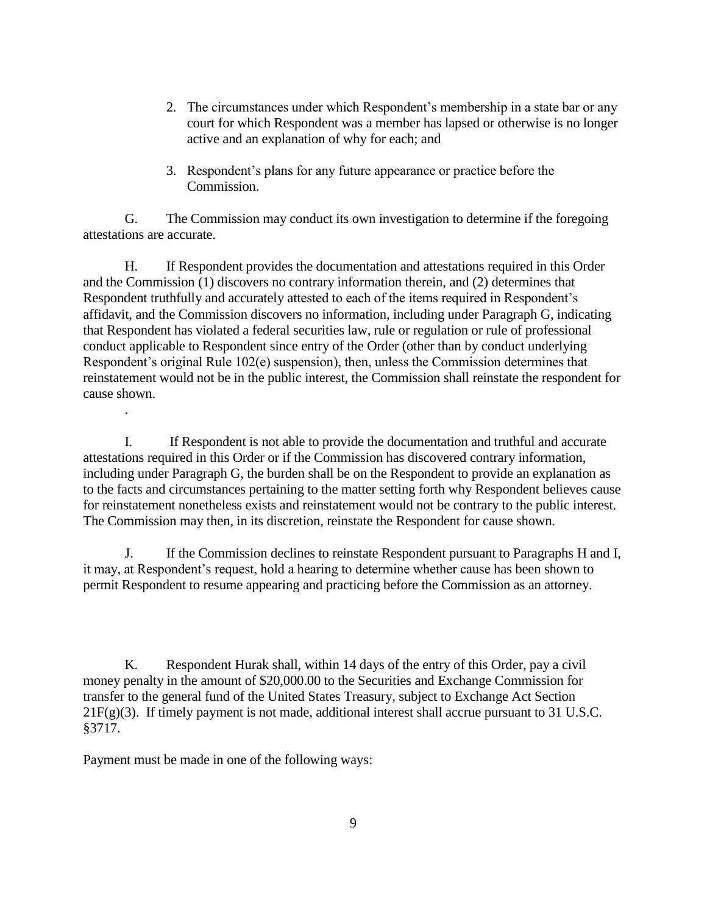2. The circumstances under which Respondent's membership in a state bar or any court for which Respondent was a member has lapsed or otherwise is no longer active and an explanation of why for each; and

3. Respondent's plans for any future appearance or practice before the Commission.

G. The Commission may conduct its own investigation to determine if the foregoing attestations are accurate.

H. If Respondent provides the documentation and attestations required in this Order and the Commission (1) discovers no contrary information therein, and (2) determines that Respondent truthfully and accurately attested to each of the items required in Respondent's affidavit, and the Commission discovers no information, including under Paragraph G, indicating that Respondent has violated a federal securities law, rule or regulation or rule of professional conduct applicable to Respondent since entry of the Order (other than by conduct underlying Respondent's original Rule 102(e) suspension), then, unless the Commission determines that reinstatement would not be in the public interest, the Commission shall reinstate the respondent for cause shown.

I. If Respondent is not able to provide the documentation and truthful and accurate attestations required in this Order or if the Commission has discovered contrary information, including under Paragraph G, the burden shall be on the Respondent to provide an explanation as to the facts and circumstances pertaining to the matter setting forth why Respondent believes cause for reinstatement nonetheless exists and reinstatement would not be contrary to the public interest. The Commission may then, in its discretion, reinstate the Respondent for cause shown.

J. If the Commission declines to reinstate Respondent pursuant to Paragraphs H and I, it may, at Respondent's request, hold a hearing to determine whether cause has been shown to permit Respondent to resume appearing and practicing before the Commission as an attorney.

K. Respondent Hurak shall, within 14 days of the entry of this Order, pay a civil money penalty in the amount of $20,000.00 to the Securities and Exchange Commission for transfer to the general fund of the United States Treasury, subject to Exchange Act Section 21F(g)(3). If timely payment is not made, additional interest shall accrue pursuant to 31 U.S.C. §3717.

Payment must be made in one of the following ways: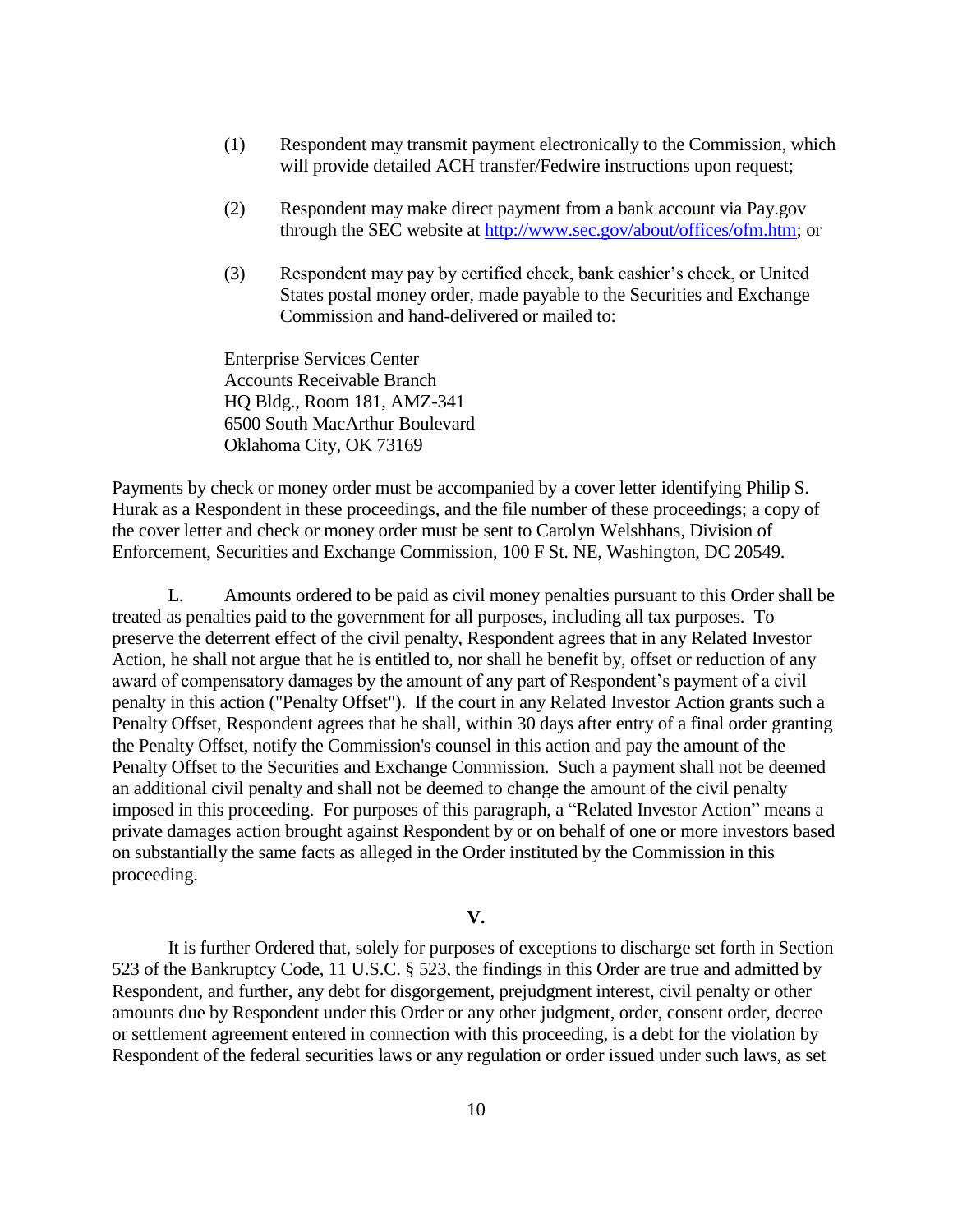(1) Respondent may transmit payment electronically to the Commission, which will provide detailed ACH transfer/Fedwire instructions upon request;

(2) Respondent may make direct payment from a bank account via Pay.gov through the SEC website at http://www.sec.gov/about/offices/ofm.htm; or

(3) Respondent may pay by certified check, bank cashier's check, or United States postal money order, made payable to the Securities and Exchange Commission and hand-delivered or mailed to:

Enterprise Services Center
Accounts Receivable Branch
HQ Bldg., Room 181, AMZ-341
6500 South MacArthur Boulevard
Oklahoma City, OK 73169

Payments by check or money order must be accompanied by a cover letter identifying Philip S. Hurak as a Respondent in these proceedings, and the file number of these proceedings; a copy of the cover letter and check or money order must be sent to Carolyn Welshhans, Division of Enforcement, Securities and Exchange Commission, 100 F St. NE, Washington, DC 20549.

L. Amounts ordered to be paid as civil money penalties pursuant to this Order shall be treated as penalties paid to the government for all purposes, including all tax purposes. To preserve the deterrent effect of the civil penalty, Respondent agrees that in any Related Investor Action, he shall not argue that he is entitled to, nor shall he benefit by, offset or reduction of any award of compensatory damages by the amount of any part of Respondent's payment of a civil penalty in this action ("Penalty Offset"). If the court in any Related Investor Action grants such a Penalty Offset, Respondent agrees that he shall, within 30 days after entry of a final order granting the Penalty Offset, notify the Commission's counsel in this action and pay the amount of the Penalty Offset to the Securities and Exchange Commission. Such a payment shall not be deemed an additional civil penalty and shall not be deemed to change the amount of the civil penalty imposed in this proceeding. For purposes of this paragraph, a "Related Investor Action" means a private damages action brought against Respondent by or on behalf of one or more investors based on substantially the same facts as alleged in the Order instituted by the Commission in this proceeding.

## V.

It is further Ordered that, solely for purposes of exceptions to discharge set forth in Section 523 of the Bankruptcy Code, 11 U.S.C. § 523, the findings in this Order are true and admitted by Respondent, and further, any debt for disgorgement, prejudgment interest, civil penalty or other amounts due by Respondent under this Order or any other judgment, order, consent order, decree or settlement agreement entered in connection with this proceeding, is a debt for the violation by Respondent of the federal securities laws or any regulation or order issued under such laws, as set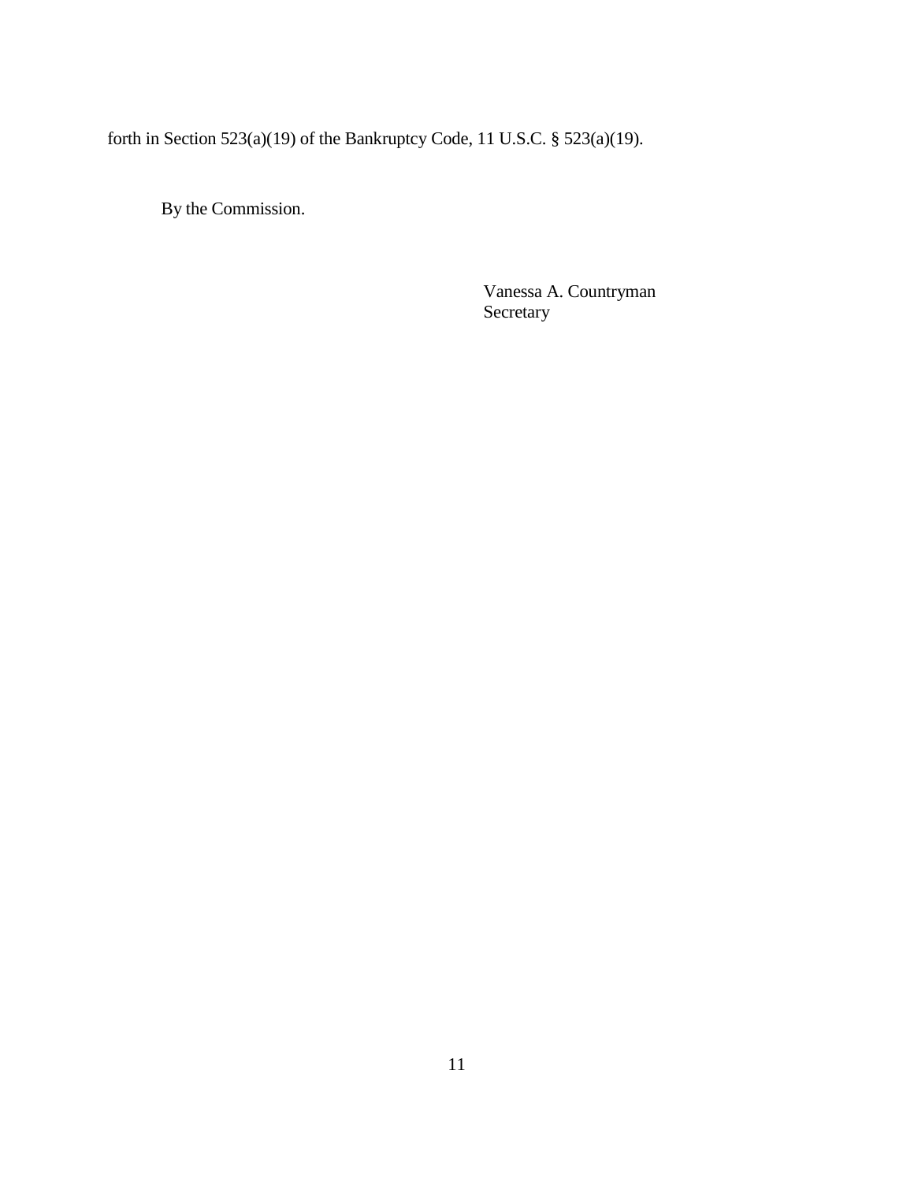forth in Section 523(a)(19) of the Bankruptcy Code, 11 U.S.C. § 523(a)(19).

By the Commission.

Vanessa A. Countryman
Secretary